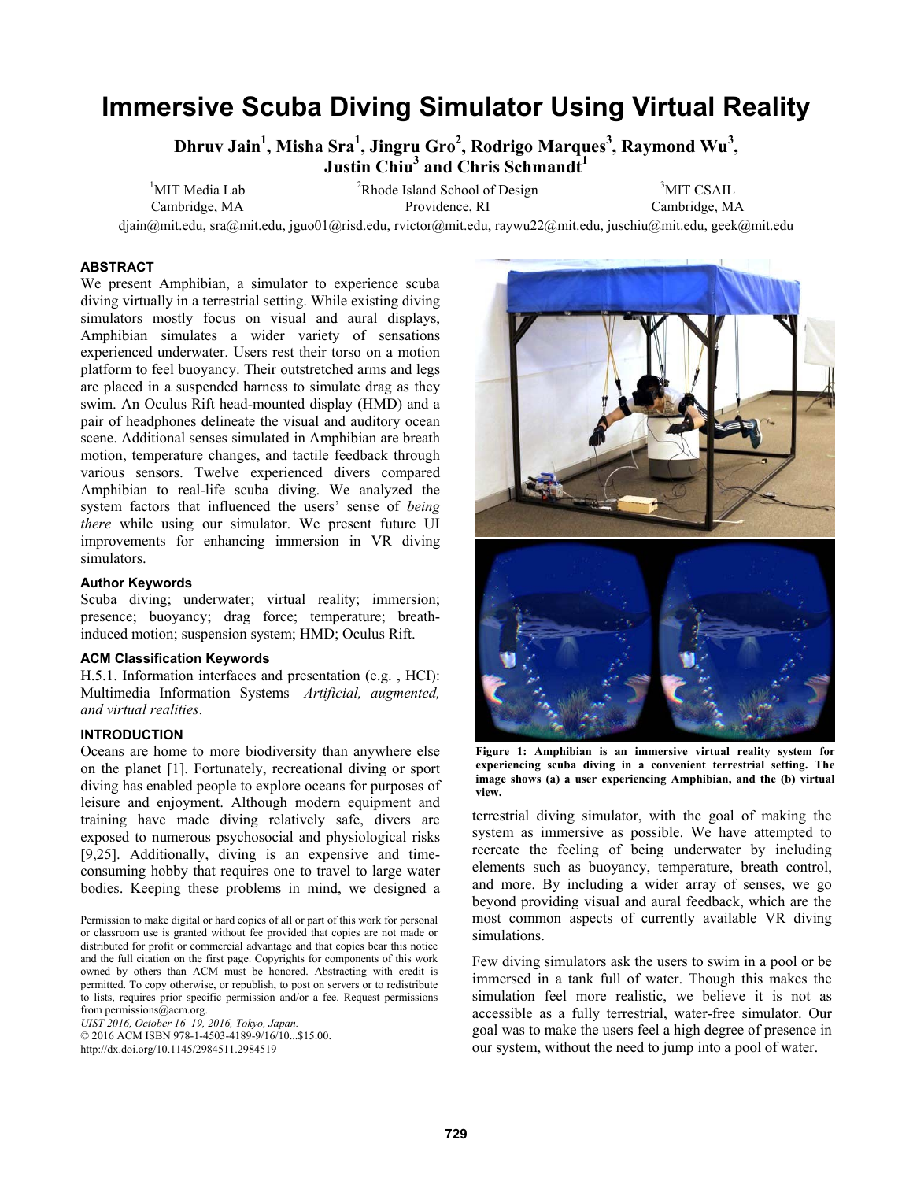# Immersive Scuba Diving Simulator Using Virtual Reality

**Dhruv Jain[1], Misha Sra[1], Jingru Gro[2], Rodrigo Marques[3], Raymond Wu[3], Justin Chiu[3] and Chris Schmandt[1]**

[1]MIT Media Lab
Cambridge, MA

[2]Rhode Island School of Design
Providence, RI

[3]MIT CSAIL
Cambridge, MA

djain@mit.edu, sra@mit.edu, jguo01@risd.edu, rvictor@mit.edu, raywu22@mit.edu, juschiu@mit.edu, geek@mit.edu

### ABSTRACT

We present Amphibian, a simulator to experience scuba diving virtually in a terrestrial setting. While existing diving simulators mostly focus on visual and aural displays, Amphibian simulates a wider variety of sensations experienced underwater. Users rest their torso on a motion platform to feel buoyancy. Their outstretched arms and legs are placed in a suspended harness to simulate drag as they swim. An Oculus Rift head-mounted display (HMD) and a pair of headphones delineate the visual and auditory ocean scene. Additional senses simulated in Amphibian are breath motion, temperature changes, and tactile feedback through various sensors. Twelve experienced divers compared Amphibian to real-life scuba diving. We analyzed the system factors that influenced the users' sense of *being there* while using our simulator. We present future UI improvements for enhancing immersion in VR diving simulators.

### Author Keywords

Scuba diving; underwater; virtual reality; immersion; presence; buoyancy; drag force; temperature; breath-induced motion; suspension system; HMD; Oculus Rift.

### ACM Classification Keywords

H.5.1. Information interfaces and presentation (e.g. , HCI): Multimedia Information Systems—*Artificial, augmented, and virtual realities*.

### INTRODUCTION

Oceans are home to more biodiversity than anywhere else on the planet [1]. Fortunately, recreational diving or sport diving has enabled people to explore oceans for purposes of leisure and enjoyment. Although modern equipment and training have made diving relatively safe, divers are exposed to numerous psychosocial and physiological risks [9,25]. Additionally, diving is an expensive and time-consuming hobby that requires one to travel to large water bodies. Keeping these problems in mind, we designed a terrestrial diving simulator, with the goal of making the system as immersive as possible. We have attempted to recreate the feeling of being underwater by including elements such as buoyancy, temperature, breath control, and more. By including a wider array of senses, we go beyond providing visual and aural feedback, which are the most common aspects of currently available VR diving simulations.

Few diving simulators ask the users to swim in a pool or be immersed in a tank full of water. Though this makes the simulation feel more realistic, we believe it is not as accessible as a fully terrestrial, water-free simulator. Our goal was to make the users feel a high degree of presence in our system, without the need to jump into a pool of water.

**Figure 1: Amphibian is an immersive virtual reality system for experiencing scuba diving in a convenient terrestrial setting. The image shows (a) a user experiencing Amphibian, and the (b) virtual view.**

Permission to make digital or hard copies of all or part of this work for personal or classroom use is granted without fee provided that copies are not made or distributed for profit or commercial advantage and that copies bear this notice and the full citation on the first page. Copyrights for components of this work owned by others than ACM must be honored. Abstracting with credit is permitted. To copy otherwise, or republish, to post on servers or to redistribute to lists, requires prior specific permission and/or a fee. Request permissions from permissions@acm.org.
*UIST 2016, October 16–19, 2016, Tokyo, Japan.*
© 2016 ACM ISBN 978-1-4503-4189-9/16/10...$15.00.
http://dx.doi.org/10.1145/2984511.2984519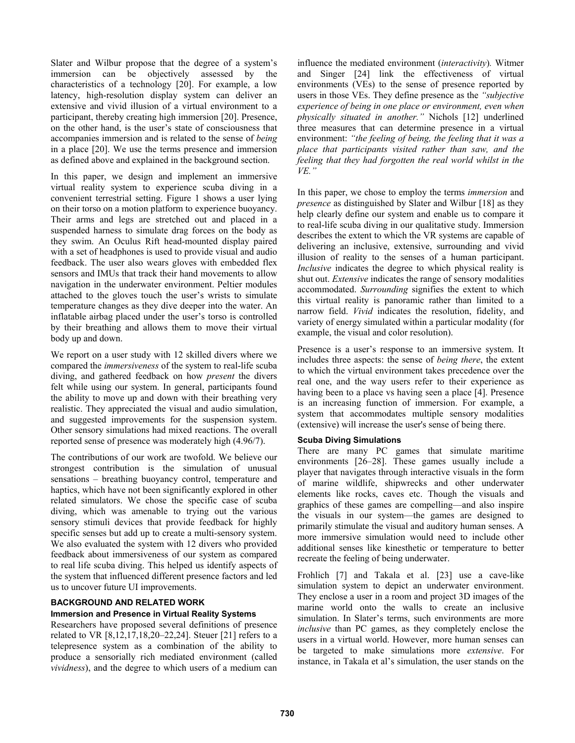Slater and Wilbur propose that the degree of a system's immersion can be objectively assessed by the characteristics of a technology [20]. For example, a low latency, high-resolution display system can deliver an extensive and vivid illusion of a virtual environment to a participant, thereby creating high immersion [20]. Presence, on the other hand, is the user's state of consciousness that accompanies immersion and is related to the sense of *being* in a place [20]. We use the terms presence and immersion as defined above and explained in the background section.

In this paper, we design and implement an immersive virtual reality system to experience scuba diving in a convenient terrestrial setting. Figure 1 shows a user lying on their torso on a motion platform to experience buoyancy. Their arms and legs are stretched out and placed in a suspended harness to simulate drag forces on the body as they swim. An Oculus Rift head-mounted display paired with a set of headphones is used to provide visual and audio feedback. The user also wears gloves with embedded flex sensors and IMUs that track their hand movements to allow navigation in the underwater environment. Peltier modules attached to the gloves touch the user's wrists to simulate temperature changes as they dive deeper into the water. An inflatable airbag placed under the user's torso is controlled by their breathing and allows them to move their virtual body up and down.

We report on a user study with 12 skilled divers where we compared the *immersiveness* of the system to real-life scuba diving, and gathered feedback on how *present* the divers felt while using our system. In general, participants found the ability to move up and down with their breathing very realistic. They appreciated the visual and audio simulation, and suggested improvements for the suspension system. Other sensory simulations had mixed reactions. The overall reported sense of presence was moderately high (4.96/7).

The contributions of our work are twofold. We believe our strongest contribution is the simulation of unusual sensations – breathing buoyancy control, temperature and haptics, which have not been significantly explored in other related simulators. We chose the specific case of scuba diving, which was amenable to trying out the various sensory stimuli devices that provide feedback for highly specific senses but add up to create a multi-sensory system. We also evaluated the system with 12 divers who provided feedback about immersiveness of our system as compared to real life scuba diving. This helped us identify aspects of the system that influenced different presence factors and led us to uncover future UI improvements.

## BACKGROUND AND RELATED WORK

### Immersion and Presence in Virtual Reality Systems

Researchers have proposed several definitions of presence related to VR [8,12,17,18,20–22,24]. Steuer [21] refers to a telepresence system as a combination of the ability to produce a sensorially rich mediated environment (called *vividness*), and the degree to which users of a medium can influence the mediated environment (*interactivity*). Witmer and Singer [24] link the effectiveness of virtual environments (VEs) to the sense of presence reported by users in those VEs. They define presence as the *"subjective experience of being in one place or environment, even when physically situated in another."* Nichols [12] underlined three measures that can determine presence in a virtual environment: *"the feeling of being, the feeling that it was a place that participants visited rather than saw, and the feeling that they had forgotten the real world whilst in the VE."*

In this paper, we chose to employ the terms *immersion* and *presence* as distinguished by Slater and Wilbur [18] as they help clearly define our system and enable us to compare it to real-life scuba diving in our qualitative study. Immersion describes the extent to which the VR systems are capable of delivering an inclusive, extensive, surrounding and vivid illusion of reality to the senses of a human participant. *Inclusive* indicates the degree to which physical reality is shut out. *Extensive* indicates the range of sensory modalities accommodated. *Surrounding* signifies the extent to which this virtual reality is panoramic rather than limited to a narrow field. *Vivid* indicates the resolution, fidelity, and variety of energy simulated within a particular modality (for example, the visual and color resolution).

Presence is a user's response to an immersive system. It includes three aspects: the sense of *being there*, the extent to which the virtual environment takes precedence over the real one, and the way users refer to their experience as having been to a place vs having seen a place [4]. Presence is an increasing function of immersion. For example, a system that accommodates multiple sensory modalities (extensive) will increase the user's sense of being there.

### Scuba Diving Simulations

There are many PC games that simulate maritime environments [26–28]. These games usually include a player that navigates through interactive visuals in the form of marine wildlife, shipwrecks and other underwater elements like rocks, caves etc. Though the visuals and graphics of these games are compelling—and also inspire the visuals in our system—the games are designed to primarily stimulate the visual and auditory human senses. A more immersive simulation would need to include other additional senses like kinesthetic or temperature to better recreate the feeling of being underwater.

Frohlich [7] and Takala et al. [23] use a cave-like simulation system to depict an underwater environment. They enclose a user in a room and project 3D images of the marine world onto the walls to create an inclusive simulation. In Slater's terms, such environments are more *inclusive* than PC games, as they completely enclose the users in a virtual world. However, more human senses can be targeted to make simulations more *extensive*. For instance, in Takala et al's simulation, the user stands on the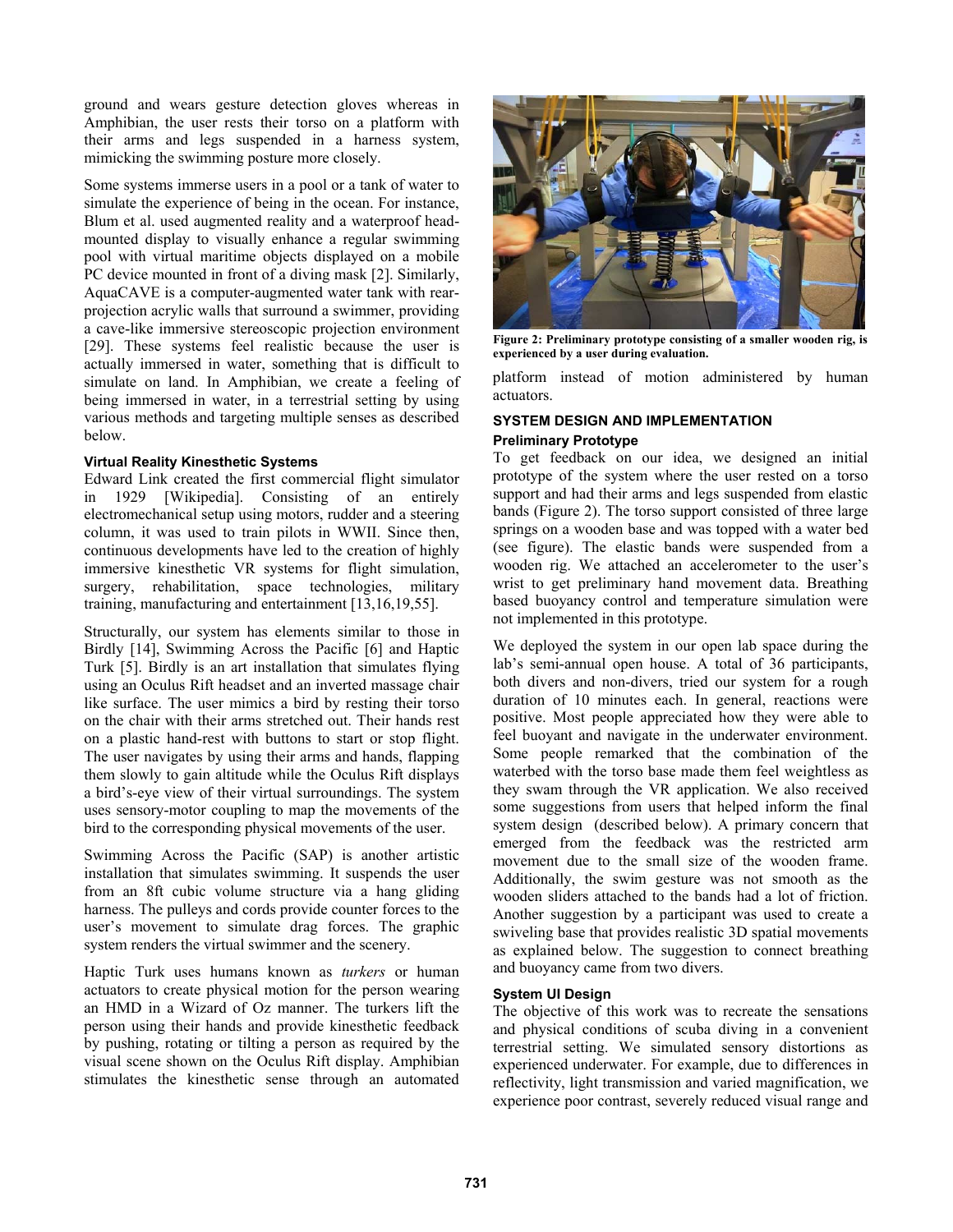ground and wears gesture detection gloves whereas in Amphibian, the user rests their torso on a platform with their arms and legs suspended in a harness system, mimicking the swimming posture more closely.

Some systems immerse users in a pool or a tank of water to simulate the experience of being in the ocean. For instance, Blum et al. used augmented reality and a waterproof head-mounted display to visually enhance a regular swimming pool with virtual maritime objects displayed on a mobile PC device mounted in front of a diving mask [2]. Similarly, AquaCAVE is a computer-augmented water tank with rear-projection acrylic walls that surround a swimmer, providing a cave-like immersive stereoscopic projection environment [29]. These systems feel realistic because the user is actually immersed in water, something that is difficult to simulate on land. In Amphibian, we create a feeling of being immersed in water, in a terrestrial setting by using various methods and targeting multiple senses as described below.

#### Virtual Reality Kinesthetic Systems

Edward Link created the first commercial flight simulator in 1929 [Wikipedia]. Consisting of an entirely electromechanical setup using motors, rudder and a steering column, it was used to train pilots in WWII. Since then, continuous developments have led to the creation of highly immersive kinesthetic VR systems for flight simulation, surgery, rehabilitation, space technologies, military training, manufacturing and entertainment [13,16,19,55].

Structurally, our system has elements similar to those in Birdly [14], Swimming Across the Pacific [6] and Haptic Turk [5]. Birdly is an art installation that simulates flying using an Oculus Rift headset and an inverted massage chair like surface. The user mimics a bird by resting their torso on the chair with their arms stretched out. Their hands rest on a plastic hand-rest with buttons to start or stop flight. The user navigates by using their arms and hands, flapping them slowly to gain altitude while the Oculus Rift displays a bird's-eye view of their virtual surroundings. The system uses sensory-motor coupling to map the movements of the bird to the corresponding physical movements of the user.

Swimming Across the Pacific (SAP) is another artistic installation that simulates swimming. It suspends the user from an 8ft cubic volume structure via a hang gliding harness. The pulleys and cords provide counter forces to the user's movement to simulate drag forces. The graphic system renders the virtual swimmer and the scenery.

Haptic Turk uses humans known as *turkers* or human actuators to create physical motion for the person wearing an HMD in a Wizard of Oz manner. The turkers lift the person using their hands and provide kinesthetic feedback by pushing, rotating or tilting a person as required by the visual scene shown on the Oculus Rift display. Amphibian stimulates the kinesthetic sense through an automated platform instead of motion administered by human actuators.

**Figure 2: Preliminary prototype consisting of a smaller wooden rig, is experienced by a user during evaluation.**

## SYSTEM DESIGN AND IMPLEMENTATION

#### Preliminary Prototype

To get feedback on our idea, we designed an initial prototype of the system where the user rested on a torso support and had their arms and legs suspended from elastic bands (Figure 2). The torso support consisted of three large springs on a wooden base and was topped with a water bed (see figure). The elastic bands were suspended from a wooden rig. We attached an accelerometer to the user's wrist to get preliminary hand movement data. Breathing based buoyancy control and temperature simulation were not implemented in this prototype.

We deployed the system in our open lab space during the lab's semi-annual open house. A total of 36 participants, both divers and non-divers, tried our system for a rough duration of 10 minutes each. In general, reactions were positive. Most people appreciated how they were able to feel buoyant and navigate in the underwater environment. Some people remarked that the combination of the waterbed with the torso base made them feel weightless as they swam through the VR application. We also received some suggestions from users that helped inform the final system design (described below). A primary concern that emerged from the feedback was the restricted arm movement due to the small size of the wooden frame. Additionally, the swim gesture was not smooth as the wooden sliders attached to the bands had a lot of friction. Another suggestion by a participant was used to create a swiveling base that provides realistic 3D spatial movements as explained below. The suggestion to connect breathing and buoyancy came from two divers.

#### System UI Design

The objective of this work was to recreate the sensations and physical conditions of scuba diving in a convenient terrestrial setting. We simulated sensory distortions as experienced underwater. For example, due to differences in reflectivity, light transmission and varied magnification, we experience poor contrast, severely reduced visual range and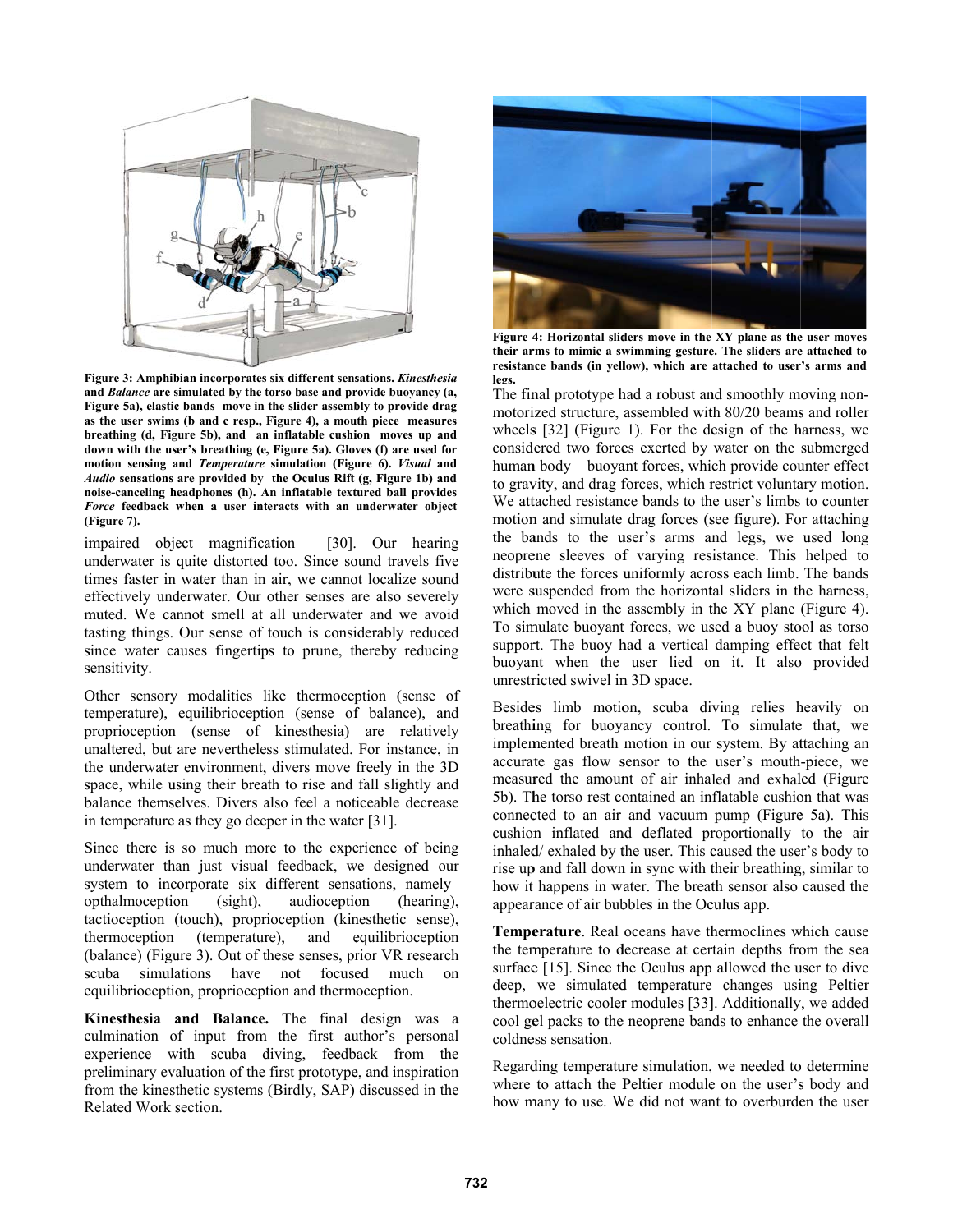**Figure 3: Amphibian incorporates six different sensations.** ***Kinesthesia*** **and** ***Balance*** **are simulated by the torso base and provide buoyancy (a, Figure 5a), elastic bands move in the slider assembly to provide drag as the user swims (b and c resp., Figure 4), a mouth piece measures breathing (d, Figure 5b), and an inflatable cushion moves up and down with the user's breathing (e, Figure 5a). Gloves (f) are used for motion sensing and** ***Temperature*** **simulation (Figure 6).** ***Visual*** **and** ***Audio*** **sensations are provided by the Oculus Rift (g, Figure 1b) and noise-canceling headphones (h). An inflatable textured ball provides** ***Force*** **feedback when a user interacts with an underwater object (Figure 7).**

impaired object magnification [30]. Our hearing underwater is quite distorted too. Since sound travels five times faster in water than in air, we cannot localize sound effectively underwater. Our other senses are also severely muted. We cannot smell at all underwater and we avoid tasting things. Our sense of touch is considerably reduced since water causes fingertips to prune, thereby reducing sensitivity.

Other sensory modalities like thermoception (sense of temperature), equilibrioception (sense of balance), and proprioception (sense of kinesthesia) are relatively unaltered, but are nevertheless stimulated. For instance, in the underwater environment, divers move freely in the 3D space, while using their breath to rise and fall slightly and balance themselves. Divers also feel a noticeable decrease in temperature as they go deeper in the water [31].

Since there is so much more to the experience of being underwater than just visual feedback, we designed our system to incorporate six different sensations, namely– opthalmoception (sight), audioception (hearing), tactioception (touch), proprioception (kinesthetic sense), thermoception (temperature), and equilibrioception (balance) (Figure 3). Out of these senses, prior VR research scuba simulations have not focused much on equilibrioception, proprioception and thermoception.

**Kinesthesia and Balance.** The final design was a culmination of input from the first author's personal experience with scuba diving, feedback from the preliminary evaluation of the first prototype, and inspiration from the kinesthetic systems (Birdly, SAP) discussed in the Related Work section.

**Figure 4: Horizontal sliders move in the XY plane as the user moves their arms to mimic a swimming gesture. The sliders are attached to resistance bands (in yellow), which are attached to user's arms and legs.**

The final prototype had a robust and smoothly moving non-motorized structure, assembled with 80/20 beams and roller wheels [32] (Figure 1). For the design of the harness, we considered two forces exerted by water on the submerged human body – buoyant forces, which provide counter effect to gravity, and drag forces, which restrict voluntary motion. We attached resistance bands to the user's limbs to counter motion and simulate drag forces (see figure). For attaching the bands to the user's arms and legs, we used long neoprene sleeves of varying resistance. This helped to distribute the forces uniformly across each limb. The bands were suspended from the horizontal sliders in the harness, which moved in the assembly in the XY plane (Figure 4). To simulate buoyant forces, we used a buoy stool as torso support. The buoy had a vertical damping effect that felt buoyant when the user lied on it. It also provided unrestricted swivel in 3D space.

Besides limb motion, scuba diving relies heavily on breathing for buoyancy control. To simulate that, we implemented breath motion in our system. By attaching an accurate gas flow sensor to the user's mouth-piece, we measured the amount of air inhaled and exhaled (Figure 5b). The torso rest contained an inflatable cushion that was connected to an air and vacuum pump (Figure 5a). This cushion inflated and deflated proportionally to the air inhaled/ exhaled by the user. This caused the user's body to rise up and fall down in sync with their breathing, similar to how it happens in water. The breath sensor also caused the appearance of air bubbles in the Oculus app.

**Temperature**. Real oceans have thermoclines which cause the temperature to decrease at certain depths from the sea surface [15]. Since the Oculus app allowed the user to dive deep, we simulated temperature changes using Peltier thermoelectric cooler modules [33]. Additionally, we added cool gel packs to the neoprene bands to enhance the overall coldness sensation.

Regarding temperature simulation, we needed to determine where to attach the Peltier module on the user's body and how many to use. We did not want to overburden the user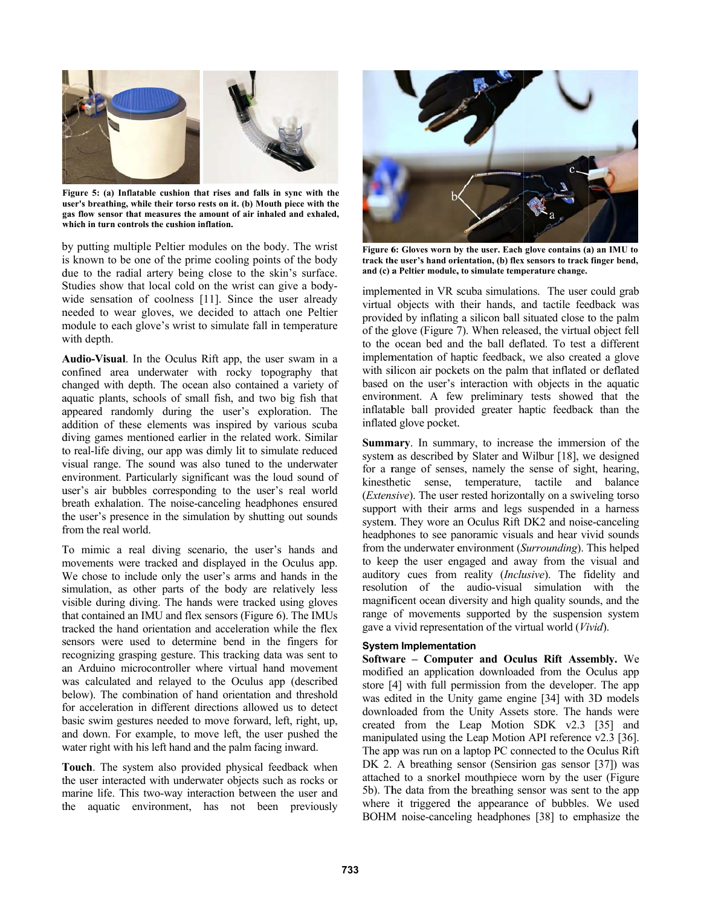Figure 5: (a) Inflatable cushion that rises and falls in sync with the user's breathing, while their torso rests on it. (b) Mouth piece with the gas flow sensor that measures the amount of air inhaled and exhaled, which in turn controls the cushion inflation.

by putting multiple Peltier modules on the body. The wrist is known to be one of the prime cooling points of the body due to the radial artery being close to the skin's surface. Studies show that local cold on the wrist can give a body-wide sensation of coolness [11]. Since the user already needed to wear gloves, we decided to attach one Peltier module to each glove's wrist to simulate fall in temperature with depth.

**Audio-Visual**. In the Oculus Rift app, the user swam in a confined area underwater with rocky topography that changed with depth. The ocean also contained a variety of aquatic plants, schools of small fish, and two big fish that appeared randomly during the user's exploration. The addition of these elements was inspired by various scuba diving games mentioned earlier in the related work. Similar to real-life diving, our app was dimly lit to simulate reduced visual range. The sound was also tuned to the underwater environment. Particularly significant was the loud sound of user's air bubbles corresponding to the user's real world breath exhalation. The noise-canceling headphones ensured the user's presence in the simulation by shutting out sounds from the real world.

To mimic a real diving scenario, the user's hands and movements were tracked and displayed in the Oculus app. We chose to include only the user's arms and hands in the simulation, as other parts of the body are relatively less visible during diving. The hands were tracked using gloves that contained an IMU and flex sensors (Figure 6). The IMUs tracked the hand orientation and acceleration while the flex sensors were used to determine bend in the fingers for recognizing grasping gesture. This tracking data was sent to an Arduino microcontroller where virtual hand movement was calculated and relayed to the Oculus app (described below). The combination of hand orientation and threshold for acceleration in different directions allowed us to detect basic swim gestures needed to move forward, left, right, up, and down. For example, to move left, the user pushed the water right with his left hand and the palm facing inward.

**Touch**. The system also provided physical feedback when the user interacted with underwater objects such as rocks or marine life. This two-way interaction between the user and the aquatic environment, has not been previously implemented in VR scuba simulations. The user could grab virtual objects with their hands, and tactile feedback was provided by inflating a silicon ball situated close to the palm of the glove (Figure 7). When released, the virtual object fell to the ocean bed and the ball deflated. To test a different implementation of haptic feedback, we also created a glove with silicon air pockets on the palm that inflated or deflated based on the user's interaction with objects in the aquatic environment. A few preliminary tests showed that the inflatable ball provided greater haptic feedback than the inflated glove pocket.

Figure 6: Gloves worn by the user. Each glove contains (a) an IMU to track the user's hand orientation, (b) flex sensors to track finger bend, and (c) a Peltier module, to simulate temperature change.

**Summary**. In summary, to increase the immersion of the system as described by Slater and Wilbur [18], we designed for a range of senses, namely the sense of sight, hearing, kinesthetic sense, temperature, tactile and balance (*Extensive*). The user rested horizontally on a swiveling torso support with their arms and legs suspended in a harness system. They wore an Oculus Rift DK2 and noise-canceling headphones to see panoramic visuals and hear vivid sounds from the underwater environment (*Surrounding*). This helped to keep the user engaged and away from the visual and auditory cues from reality (*Inclusive*). The fidelity and resolution of the audio-visual simulation with the magnificent ocean diversity and high quality sounds, and the range of movements supported by the suspension system gave a vivid representation of the virtual world (*Vivid*).

### System Implementation

**Software – Computer and Oculus Rift Assembly.** We modified an application downloaded from the Oculus app store [4] with full permission from the developer. The app was edited in the Unity game engine [34] with 3D models downloaded from the Unity Assets store. The hands were created from the Leap Motion SDK v2.3 [35] and manipulated using the Leap Motion API reference v2.3 [36]. The app was run on a laptop PC connected to the Oculus Rift DK 2. A breathing sensor (Sensirion gas sensor [37]) was attached to a snorkel mouthpiece worn by the user (Figure 5b). The data from the breathing sensor was sent to the app where it triggered the appearance of bubbles. We used BOHM noise-canceling headphones [38] to emphasize the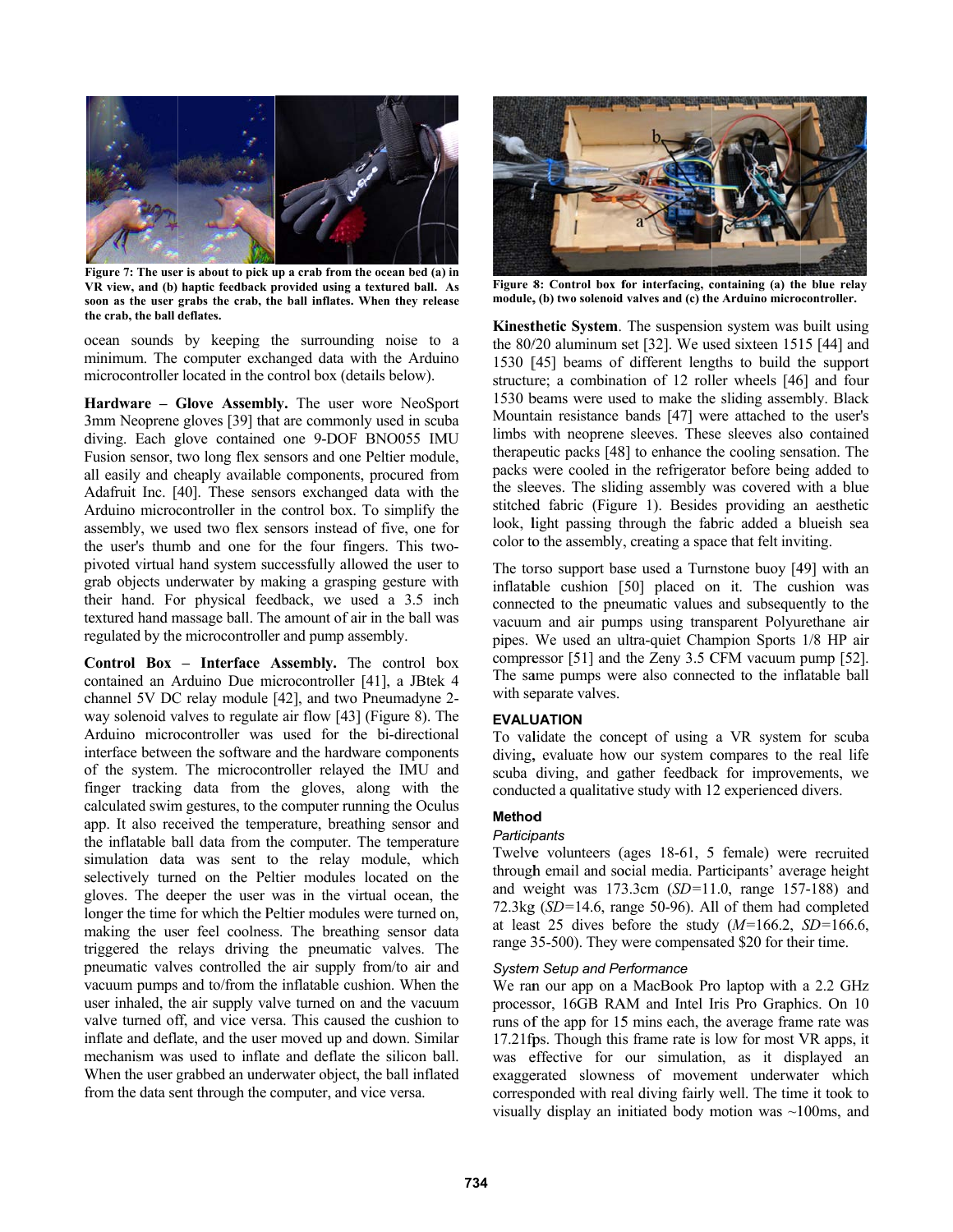Figure 7: The user is about to pick up a crab from the ocean bed (a) in VR view, and (b) haptic feedback provided using a textured ball. As soon as the user grabs the crab, the ball inflates. When they release the crab, the ball deflates.

ocean sounds by keeping the surrounding noise to a minimum. The computer exchanged data with the Arduino microcontroller located in the control box (details below).

**Hardware – Glove Assembly.** The user wore NeoSport 3mm Neoprene gloves [39] that are commonly used in scuba diving. Each glove contained one 9-DOF BNO055 IMU Fusion sensor, two long flex sensors and one Peltier module, all easily and cheaply available components, procured from Adafruit Inc. [40]. These sensors exchanged data with the Arduino microcontroller in the control box. To simplify the assembly, we used two flex sensors instead of five, one for the user's thumb and one for the four fingers. This two-pivoted virtual hand system successfully allowed the user to grab objects underwater by making a grasping gesture with their hand. For physical feedback, we used a 3.5 inch textured hand massage ball. The amount of air in the ball was regulated by the microcontroller and pump assembly.

**Control Box – Interface Assembly.** The control box contained an Arduino Due microcontroller [41], a JBtek 4 channel 5V DC relay module [42], and two Pneumadyne 2-way solenoid valves to regulate air flow [43] (Figure 8). The Arduino microcontroller was used for the bi-directional interface between the software and the hardware components of the system. The microcontroller relayed the IMU and finger tracking data from the gloves, along with the calculated swim gestures, to the computer running the Oculus app. It also received the temperature, breathing sensor and the inflatable ball data from the computer. The temperature simulation data was sent to the relay module, which selectively turned on the Peltier modules located on the gloves. The deeper the user was in the virtual ocean, the longer the time for which the Peltier modules were turned on, making the user feel coolness. The breathing sensor data triggered the relays driving the pneumatic valves. The pneumatic valves controlled the air supply from/to air and vacuum pumps and to/from the inflatable cushion. When the user inhaled, the air supply valve turned on and the vacuum valve turned off, and vice versa. This caused the cushion to inflate and deflate, and the user moved up and down. Similar mechanism was used to inflate and deflate the silicon ball. When the user grabbed an underwater object, the ball inflated from the data sent through the computer, and vice versa.

Figure 8: Control box for interfacing, containing (a) the blue relay module, (b) two solenoid valves and (c) the Arduino microcontroller.

**Kinesthetic System**. The suspension system was built using the 80/20 aluminum set [32]. We used sixteen 1515 [44] and 1530 [45] beams of different lengths to build the support structure; a combination of 12 roller wheels [46] and four 1530 beams were used to make the sliding assembly. Black Mountain resistance bands [47] were attached to the user's limbs with neoprene sleeves. These sleeves also contained therapeutic packs [48] to enhance the cooling sensation. The packs were cooled in the refrigerator before being added to the sleeves. The sliding assembly was covered with a blue stitched fabric (Figure 1). Besides providing an aesthetic look, light passing through the fabric added a blueish sea color to the assembly, creating a space that felt inviting.

The torso support base used a Turnstone buoy [49] with an inflatable cushion [50] placed on it. The cushion was connected to the pneumatic values and subsequently to the vacuum and air pumps using transparent Polyurethane air pipes. We used an ultra-quiet Champion Sports 1/8 HP air compressor [51] and the Zeny 3.5 CFM vacuum pump [52]. The same pumps were also connected to the inflatable ball with separate valves.

## EVALUATION

To validate the concept of using a VR system for scuba diving, evaluate how our system compares to the real life scuba diving, and gather feedback for improvements, we conducted a qualitative study with 12 experienced divers.

### Method

#### *Participants*

Twelve volunteers (ages 18-61, 5 female) were recruited through email and social media. Participants' average height and weight was 173.3cm (*SD*=11.0, range 157-188) and 72.3kg (*SD*=14.6, range 50-96). All of them had completed at least 25 dives before the study (*M*=166.2, *SD*=166.6, range 35-500). They were compensated $20 for their time.

#### *System Setup and Performance*

We ran our app on a MacBook Pro laptop with a 2.2 GHz processor, 16GB RAM and Intel Iris Pro Graphics. On 10 runs of the app for 15 mins each, the average frame rate was 17.21fps. Though this frame rate is low for most VR apps, it was effective for our simulation, as it displayed an exaggerated slowness of movement underwater which corresponded with real diving fairly well. The time it took to visually display an initiated body motion was ~100ms, and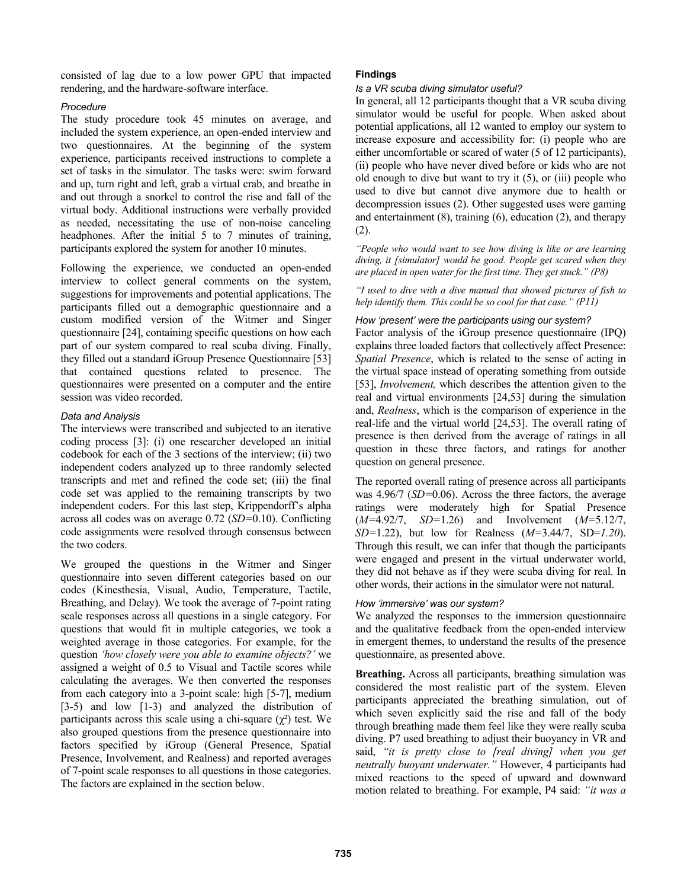consisted of lag due to a low power GPU that impacted rendering, and the hardware-software interface.

*Procedure*

The study procedure took 45 minutes on average, and included the system experience, an open-ended interview and two questionnaires. At the beginning of the system experience, participants received instructions to complete a set of tasks in the simulator. The tasks were: swim forward and up, turn right and left, grab a virtual crab, and breathe in and out through a snorkel to control the rise and fall of the virtual body. Additional instructions were verbally provided as needed, necessitating the use of non-noise canceling headphones. After the initial 5 to 7 minutes of training, participants explored the system for another 10 minutes.

Following the experience, we conducted an open-ended interview to collect general comments on the system, suggestions for improvements and potential applications. The participants filled out a demographic questionnaire and a custom modified version of the Witmer and Singer questionnaire [24], containing specific questions on how each part of our system compared to real scuba diving. Finally, they filled out a standard iGroup Presence Questionnaire [53] that contained questions related to presence. The questionnaires were presented on a computer and the entire session was video recorded.

*Data and Analysis*

The interviews were transcribed and subjected to an iterative coding process [3]: (i) one researcher developed an initial codebook for each of the 3 sections of the interview; (ii) two independent coders analyzed up to three randomly selected transcripts and met and refined the code set; (iii) the final code set was applied to the remaining transcripts by two independent coders. For this last step, Krippendorff's alpha across all codes was on average 0.72 (*SD*=0.10). Conflicting code assignments were resolved through consensus between the two coders.

We grouped the questions in the Witmer and Singer questionnaire into seven different categories based on our codes (Kinesthesia, Visual, Audio, Temperature, Tactile, Breathing, and Delay). We took the average of 7-point rating scale responses across all questions in a single category. For questions that would fit in multiple categories, we took a weighted average in those categories. For example, for the question *'how closely were you able to examine objects?'* we assigned a weight of 0.5 to Visual and Tactile scores while calculating the averages. We then converted the responses from each category into a 3-point scale: high [5-7], medium [3-5) and low [1-3) and analyzed the distribution of participants across this scale using a chi-square ($\chi^2$) test. We also grouped questions from the presence questionnaire into factors specified by iGroup (General Presence, Spatial Presence, Involvement, and Realness) and reported averages of 7-point scale responses to all questions in those categories. The factors are explained in the section below.

**Findings**

*Is a VR scuba diving simulator useful?*

In general, all 12 participants thought that a VR scuba diving simulator would be useful for people. When asked about potential applications, all 12 wanted to employ our system to increase exposure and accessibility for: (i) people who are either uncomfortable or scared of water (5 of 12 participants), (ii) people who have never dived before or kids who are not old enough to dive but want to try it (5), or (iii) people who used to dive but cannot dive anymore due to health or decompression issues (2). Other suggested uses were gaming and entertainment (8), training (6), education (2), and therapy (2).

*"People who would want to see how diving is like or are learning diving, it [simulator] would be good. People get scared when they are placed in open water for the first time. They get stuck." (P8)*

*"I used to dive with a dive manual that showed pictures of fish to help identify them. This could be so cool for that case." (P11)*

*How 'present' were the participants using our system?*

Factor analysis of the iGroup presence questionnaire (IPQ) explains three loaded factors that collectively affect Presence: *Spatial Presence*, which is related to the sense of acting in the virtual space instead of operating something from outside [53], *Involvement,* which describes the attention given to the real and virtual environments [24,53] during the simulation and, *Realness*, which is the comparison of experience in the real-life and the virtual world [24,53]. The overall rating of presence is then derived from the average of ratings in all question in these three factors, and ratings for another question on general presence.

The reported overall rating of presence across all participants was 4.96/7 (*SD*=0.06). Across the three factors, the average ratings were moderately high for Spatial Presence (*M*=4.92/7, *SD*=1.26) and Involvement (*M*=5.12/7, *SD*=1.22), but low for Realness (*M*=3.44/7, SD=*1.20*). Through this result, we can infer that though the participants were engaged and present in the virtual underwater world, they did not behave as if they were scuba diving for real. In other words, their actions in the simulator were not natural.

*How 'immersive' was our system?*

We analyzed the responses to the immersion questionnaire and the qualitative feedback from the open-ended interview in emergent themes, to understand the results of the presence questionnaire, as presented above.

**Breathing.** Across all participants, breathing simulation was considered the most realistic part of the system. Eleven participants appreciated the breathing simulation, out of which seven explicitly said the rise and fall of the body through breathing made them feel like they were really scuba diving. P7 used breathing to adjust their buoyancy in VR and said, *"it is pretty close to [real diving] when you get neutrally buoyant underwater."* However, 4 participants had mixed reactions to the speed of upward and downward motion related to breathing. For example, P4 said: *"it was a*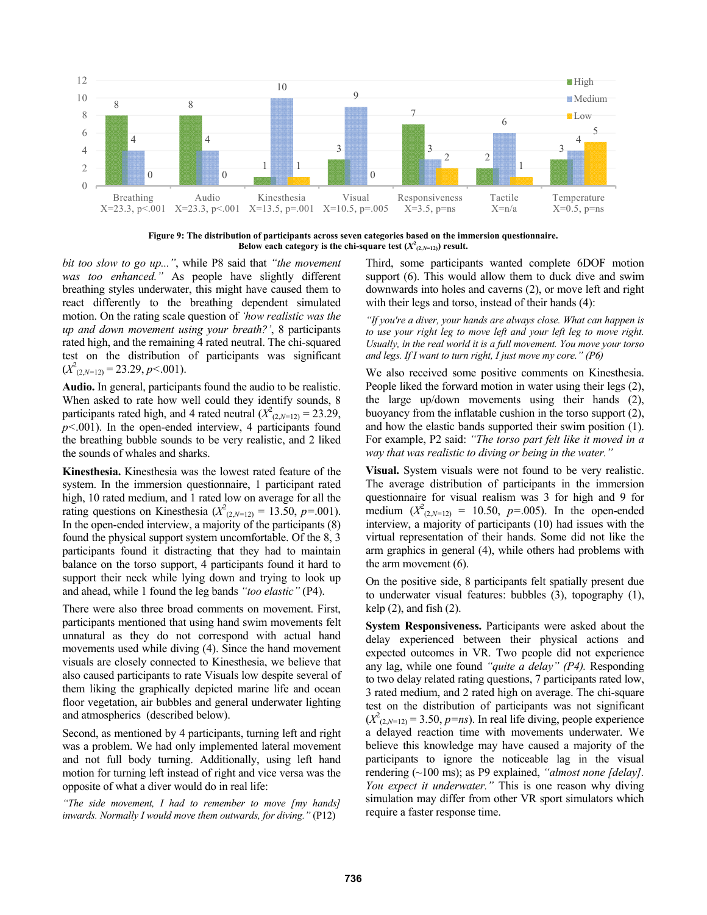| | Breathing | Audio | Kinesthesia | Visual | Responsiveness | Tactile | Temperature |
|---|---|---|---|---|---|---|---|
| High | 8 | 8 | 1 | 3 | 7 | 2 | 3 |
| Medium | 4 | 4 | 10 | 9 | 3 | 6 | 4 |
| Low | 0 | 0 | 1 | 0 | 2 | 1 | 5 |
| Chi-square | X=23.3, p<.001 | X=23.3, p<.001 | X=13.5, p=.001 | X=10.5, p=.005 | X=3.5, p=ns | X=n/a | X=0.5, p=ns |

**Figure 9: The distribution of participants across seven categories based on the immersion questionnaire. Below each category is the chi-square test ($X^2_{(2,N=12)}$) result.**

*bit too slow to go up...",* while P8 said that *"the movement was too enhanced."* As people have slightly different breathing styles underwater, this might have caused them to react differently to the breathing dependent simulated motion. On the rating scale question of *'how realistic was the up and down movement using your breath?'*, 8 participants rated high, and the remaining 4 rated neutral. The chi-squared test on the distribution of participants was significant ($X^2_{(2,N=12)} = 23.29$, $p<.001$).

**Audio.** In general, participants found the audio to be realistic. When asked to rate how well could they identify sounds, 8 participants rated high, and 4 rated neutral ($X^2_{(2,N=12)} = 23.29$, $p<.001$). In the open-ended interview, 4 participants found the breathing bubble sounds to be very realistic, and 2 liked the sounds of whales and sharks.

**Kinesthesia.** Kinesthesia was the lowest rated feature of the system. In the immersion questionnaire, 1 participant rated high, 10 rated medium, and 1 rated low on average for all the rating questions on Kinesthesia ($X^2_{(2,N=12)} = 13.50$, $p=.001$). In the open-ended interview, a majority of the participants (8) found the physical support system uncomfortable. Of the 8, 3 participants found it distracting that they had to maintain balance on the torso support, 4 participants found it hard to support their neck while lying down and trying to look up and ahead, while 1 found the leg bands *"too elastic"* (P4).

There were also three broad comments on movement. First, participants mentioned that using hand swim movements felt unnatural as they do not correspond with actual hand movements used while diving (4). Since the hand movement visuals are closely connected to Kinesthesia, we believe that also caused participants to rate Visuals low despite several of them liking the graphically depicted marine life and ocean floor vegetation, air bubbles and general underwater lighting and atmospherics (described below).

Second, as mentioned by 4 participants, turning left and right was a problem. We had only implemented lateral movement and not full body turning. Additionally, using left hand motion for turning left instead of right and vice versa was the opposite of what a diver would do in real life:

*"The side movement, I had to remember to move [my hands] inwards. Normally I would move them outwards, for diving."* (P12)

Third, some participants wanted complete 6DOF motion support (6). This would allow them to duck dive and swim downwards into holes and caverns (2), or move left and right with their legs and torso, instead of their hands (4):

*"If you're a diver, your hands are always close. What can happen is to use your right leg to move left and your left leg to move right. Usually, in the real world it is a full movement. You move your torso and legs. If I want to turn right, I just move my core." (P6)*

We also received some positive comments on Kinesthesia. People liked the forward motion in water using their legs (2), the large up/down movements using their hands (2), buoyancy from the inflatable cushion in the torso support (2), and how the elastic bands supported their swim position (1). For example, P2 said: *"The torso part felt like it moved in a way that was realistic to diving or being in the water."*

**Visual.** System visuals were not found to be very realistic. The average distribution of participants in the immersion questionnaire for visual realism was 3 for high and 9 for medium ($X^2_{(2,N=12)} = 10.50$, $p=.005$). In the open-ended interview, a majority of participants (10) had issues with the virtual representation of their hands. Some did not like the arm graphics in general (4), while others had problems with the arm movement (6).

On the positive side, 8 participants felt spatially present due to underwater visual features: bubbles (3), topography (1), kelp (2), and fish (2).

**System Responsiveness.** Participants were asked about the delay experienced between their physical actions and expected outcomes in VR. Two people did not experience any lag, while one found *"quite a delay" (P4).* Responding to two delay related rating questions, 7 participants rated low, 3 rated medium, and 2 rated high on average. The chi-square test on the distribution of participants was not significant ($X^2_{(2,N=12)} = 3.50$, $p=ns$). In real life diving, people experience a delayed reaction time with movements underwater. We believe this knowledge may have caused a majority of the participants to ignore the noticeable lag in the visual rendering (~100 ms); as P9 explained, *"almost none [delay]. You expect it underwater."* This is one reason why diving simulation may differ from other VR sport simulators which require a faster response time.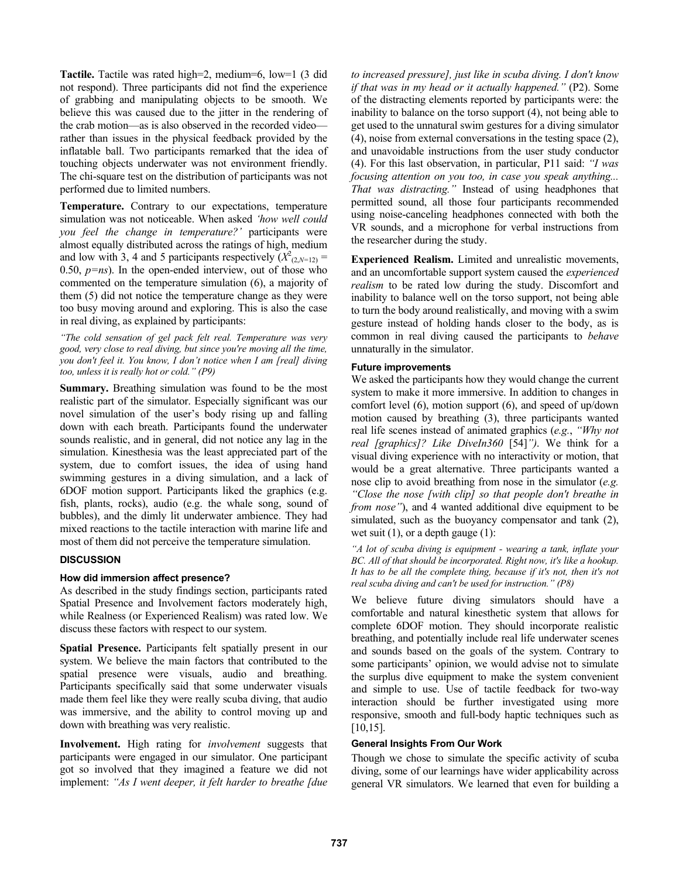**Tactile.** Tactile was rated high=2, medium=6, low=1 (3 did not respond). Three participants did not find the experience of grabbing and manipulating objects to be smooth. We believe this was caused due to the jitter in the rendering of the crab motion—as is also observed in the recorded video—rather than issues in the physical feedback provided by the inflatable ball. Two participants remarked that the idea of touching objects underwater was not environment friendly. The chi-square test on the distribution of participants was not performed due to limited numbers.

**Temperature.** Contrary to our expectations, temperature simulation was not noticeable. When asked *'how well could you feel the change in temperature?'* participants were almost equally distributed across the ratings of high, medium and low with 3, 4 and 5 participants respectively ($X^2_{(2,N=12)}$ = 0.50, $p$=$ns$). In the open-ended interview, out of those who commented on the temperature simulation (6), a majority of them (5) did not notice the temperature change as they were too busy moving around and exploring. This is also the case in real diving, as explained by participants:

> *"The cold sensation of gel pack felt real. Temperature was very good, very close to real diving, but since you're moving all the time, you don't feel it. You know, I don't notice when I am [real] diving too, unless it is really hot or cold." (P9)*

**Summary.** Breathing simulation was found to be the most realistic part of the simulator. Especially significant was our novel simulation of the user's body rising up and falling down with each breath. Participants found the underwater sounds realistic, and in general, did not notice any lag in the simulation. Kinesthesia was the least appreciated part of the system, due to comfort issues, the idea of using hand swimming gestures in a diving simulation, and a lack of 6DOF motion support. Participants liked the graphics (e.g. fish, plants, rocks), audio (e.g. the whale song, sound of bubbles), and the dimly lit underwater ambience. They had mixed reactions to the tactile interaction with marine life and most of them did not perceive the temperature simulation.

## DISCUSSION

### How did immersion affect presence?

As described in the study findings section, participants rated Spatial Presence and Involvement factors moderately high, while Realness (or Experienced Realism) was rated low. We discuss these factors with respect to our system.

**Spatial Presence.** Participants felt spatially present in our system. We believe the main factors that contributed to the spatial presence were visuals, audio and breathing. Participants specifically said that some underwater visuals made them feel like they were really scuba diving, that audio was immersive, and the ability to control moving up and down with breathing was very realistic.

**Involvement.** High rating for *involvement* suggests that participants were engaged in our simulator. One participant got so involved that they imagined a feature we did not implement: *"As I went deeper, it felt harder to breathe [due to increased pressure], just like in scuba diving. I don't know if that was in my head or it actually happened."* (P2). Some of the distracting elements reported by participants were: the inability to balance on the torso support (4), not being able to get used to the unnatural swim gestures for a diving simulator (4), noise from external conversations in the testing space (2), and unavoidable instructions from the user study conductor (4). For this last observation, in particular, P11 said: *"I was focusing attention on you too, in case you speak anything... That was distracting."* Instead of using headphones that permitted sound, all those four participants recommended using noise-canceling headphones connected with both the VR sounds, and a microphone for verbal instructions from the researcher during the study.

**Experienced Realism.** Limited and unrealistic movements, and an uncomfortable support system caused the *experienced realism* to be rated low during the study. Discomfort and inability to balance well on the torso support, not being able to turn the body around realistically, and moving with a swim gesture instead of holding hands closer to the body, as is common in real diving caused the participants to *behave* unnaturally in the simulator.

### Future improvements

We asked the participants how they would change the current system to make it more immersive. In addition to changes in comfort level (6), motion support (6), and speed of up/down motion caused by breathing (3), three participants wanted real life scenes instead of animated graphics (*e.g.*, *"Why not real [graphics]? Like DiveIn360* [54]*")*. We think for a visual diving experience with no interactivity or motion, that would be a great alternative. Three participants wanted a nose clip to avoid breathing from nose in the simulator (*e.g. "Close the nose [with clip] so that people don't breathe in from nose"*), and 4 wanted additional dive equipment to be simulated, such as the buoyancy compensator and tank (2), wet suit (1), or a depth gauge (1):

> *"A lot of scuba diving is equipment - wearing a tank, inflate your BC. All of that should be incorporated. Right now, it's like a hookup. It has to be all the complete thing, because if it's not, then it's not real scuba diving and can't be used for instruction." (P8)*

We believe future diving simulators should have a comfortable and natural kinesthetic system that allows for complete 6DOF motion. They should incorporate realistic breathing, and potentially include real life underwater scenes and sounds based on the goals of the system. Contrary to some participants' opinion, we would advise not to simulate the surplus dive equipment to make the system convenient and simple to use. Use of tactile feedback for two-way interaction should be further investigated using more responsive, smooth and full-body haptic techniques such as [10,15].

### General Insights From Our Work

Though we chose to simulate the specific activity of scuba diving, some of our learnings have wider applicability across general VR simulators. We learned that even for building a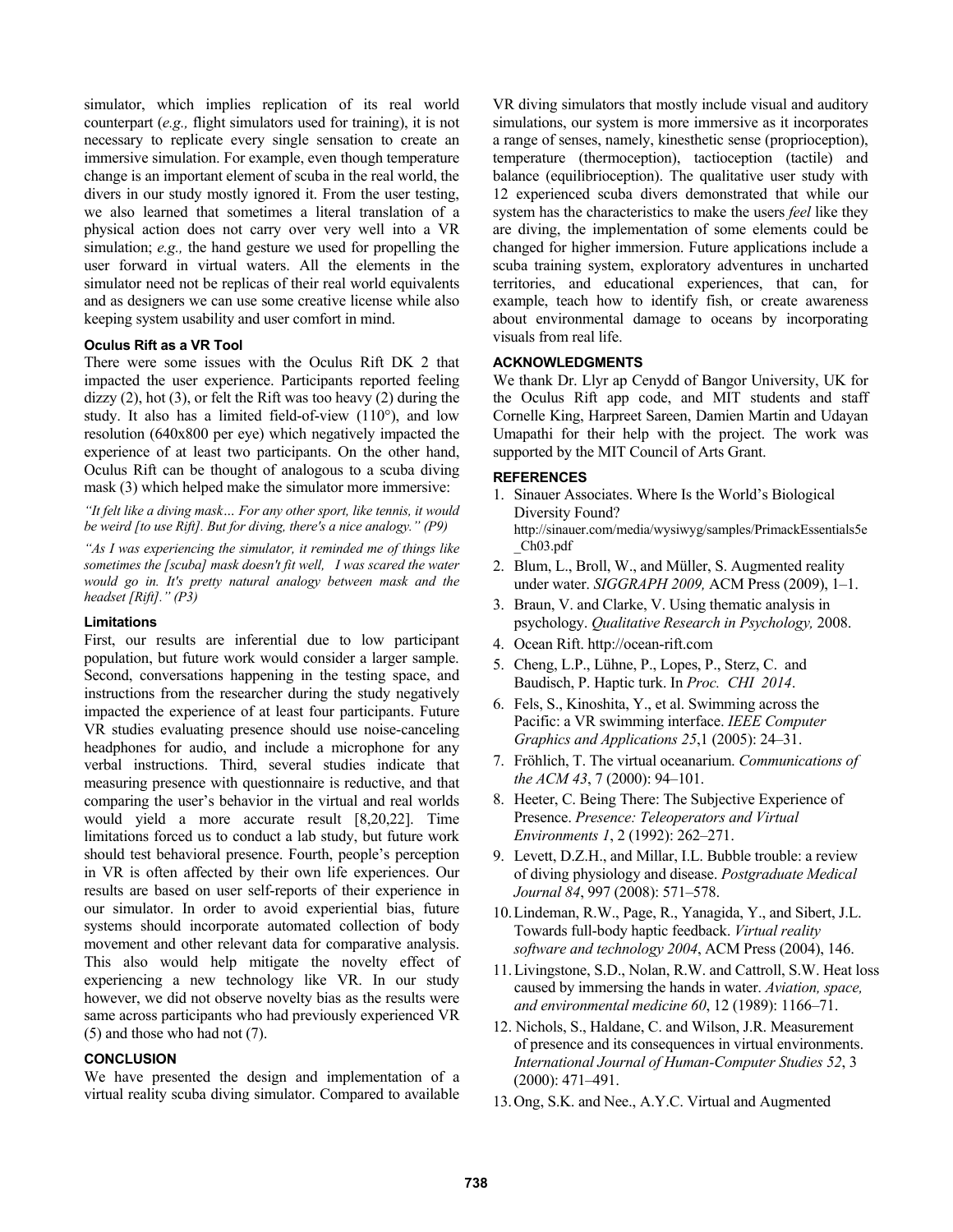simulator, which implies replication of its real world counterpart (*e.g.,* flight simulators used for training), it is not necessary to replicate every single sensation to create an immersive simulation. For example, even though temperature change is an important element of scuba in the real world, the divers in our study mostly ignored it. From the user testing, we also learned that sometimes a literal translation of a physical action does not carry over very well into a VR simulation; *e.g.,* the hand gesture we used for propelling the user forward in virtual waters. All the elements in the simulator need not be replicas of their real world equivalents and as designers we can use some creative license while also keeping system usability and user comfort in mind.

#### Oculus Rift as a VR Tool

There were some issues with the Oculus Rift DK 2 that impacted the user experience. Participants reported feeling dizzy (2), hot (3), or felt the Rift was too heavy (2) during the study. It also has a limited field-of-view (110°), and low resolution (640x800 per eye) which negatively impacted the experience of at least two participants. On the other hand, Oculus Rift can be thought of analogous to a scuba diving mask (3) which helped make the simulator more immersive:

*"It felt like a diving mask… For any other sport, like tennis, it would be weird [to use Rift]. But for diving, there's a nice analogy." (P9)*

*"As I was experiencing the simulator, it reminded me of things like sometimes the [scuba] mask doesn't fit well, I was scared the water would go in. It's pretty natural analogy between mask and the headset [Rift]." (P3)*

#### Limitations

First, our results are inferential due to low participant population, but future work would consider a larger sample. Second, conversations happening in the testing space, and instructions from the researcher during the study negatively impacted the experience of at least four participants. Future VR studies evaluating presence should use noise-canceling headphones for audio, and include a microphone for any verbal instructions. Third, several studies indicate that measuring presence with questionnaire is reductive, and that comparing the user's behavior in the virtual and real worlds would yield a more accurate result [8,20,22]. Time limitations forced us to conduct a lab study, but future work should test behavioral presence. Fourth, people's perception in VR is often affected by their own life experiences. Our results are based on user self-reports of their experience in our simulator. In order to avoid experiential bias, future systems should incorporate automated collection of body movement and other relevant data for comparative analysis. This also would help mitigate the novelty effect of experiencing a new technology like VR. In our study however, we did not observe novelty bias as the results were same across participants who had previously experienced VR (5) and those who had not (7).

### CONCLUSION

We have presented the design and implementation of a virtual reality scuba diving simulator. Compared to available VR diving simulators that mostly include visual and auditory simulations, our system is more immersive as it incorporates a range of senses, namely, kinesthetic sense (proprioception), temperature (thermoception), tactioception (tactile) and balance (equilibrioception). The qualitative user study with 12 experienced scuba divers demonstrated that while our system has the characteristics to make the users *feel* like they are diving, the implementation of some elements could be changed for higher immersion. Future applications include a scuba training system, exploratory adventures in uncharted territories, and educational experiences, that can, for example, teach how to identify fish, or create awareness about environmental damage to oceans by incorporating visuals from real life.

### ACKNOWLEDGMENTS

We thank Dr. Llyr ap Cenydd of Bangor University, UK for the Oculus Rift app code, and MIT students and staff Cornelle King, Harpreet Sareen, Damien Martin and Udayan Umapathi for their help with the project. The work was supported by the MIT Council of Arts Grant.

### REFERENCES

1. Sinauer Associates. Where Is the World's Biological Diversity Found? http://sinauer.com/media/wysiwyg/samples/PrimackEssentials5e_Ch03.pdf
2. Blum, L., Broll, W., and Müller, S. Augmented reality under water. *SIGGRAPH 2009,* ACM Press (2009), 1–1.
3. Braun, V. and Clarke, V. Using thematic analysis in psychology. *Qualitative Research in Psychology,* 2008.
4. Ocean Rift. http://ocean-rift.com
5. Cheng, L.P., Lühne, P., Lopes, P., Sterz, C. and Baudisch, P. Haptic turk. In *Proc. CHI 2014*.
6. Fels, S., Kinoshita, Y., et al. Swimming across the Pacific: a VR swimming interface. *IEEE Computer Graphics and Applications 25*,1 (2005): 24–31.
7. Fröhlich, T. The virtual oceanarium. *Communications of the ACM 43*, 7 (2000): 94–101.
8. Heeter, C. Being There: The Subjective Experience of Presence. *Presence: Teleoperators and Virtual Environments 1*, 2 (1992): 262–271.
9. Levett, D.Z.H., and Millar, I.L. Bubble trouble: a review of diving physiology and disease. *Postgraduate Medical Journal 84*, 997 (2008): 571–578.
10. Lindeman, R.W., Page, R., Yanagida, Y., and Sibert, J.L. Towards full-body haptic feedback. *Virtual reality software and technology 2004*, ACM Press (2004), 146.
11. Livingstone, S.D., Nolan, R.W. and Cattroll, S.W. Heat loss caused by immersing the hands in water. *Aviation, space, and environmental medicine 60*, 12 (1989): 1166–71.
12. Nichols, S., Haldane, C. and Wilson, J.R. Measurement of presence and its consequences in virtual environments. *International Journal of Human-Computer Studies 52*, 3 (2000): 471–491.
13. Ong, S.K. and Nee., A.Y.C. Virtual and Augmented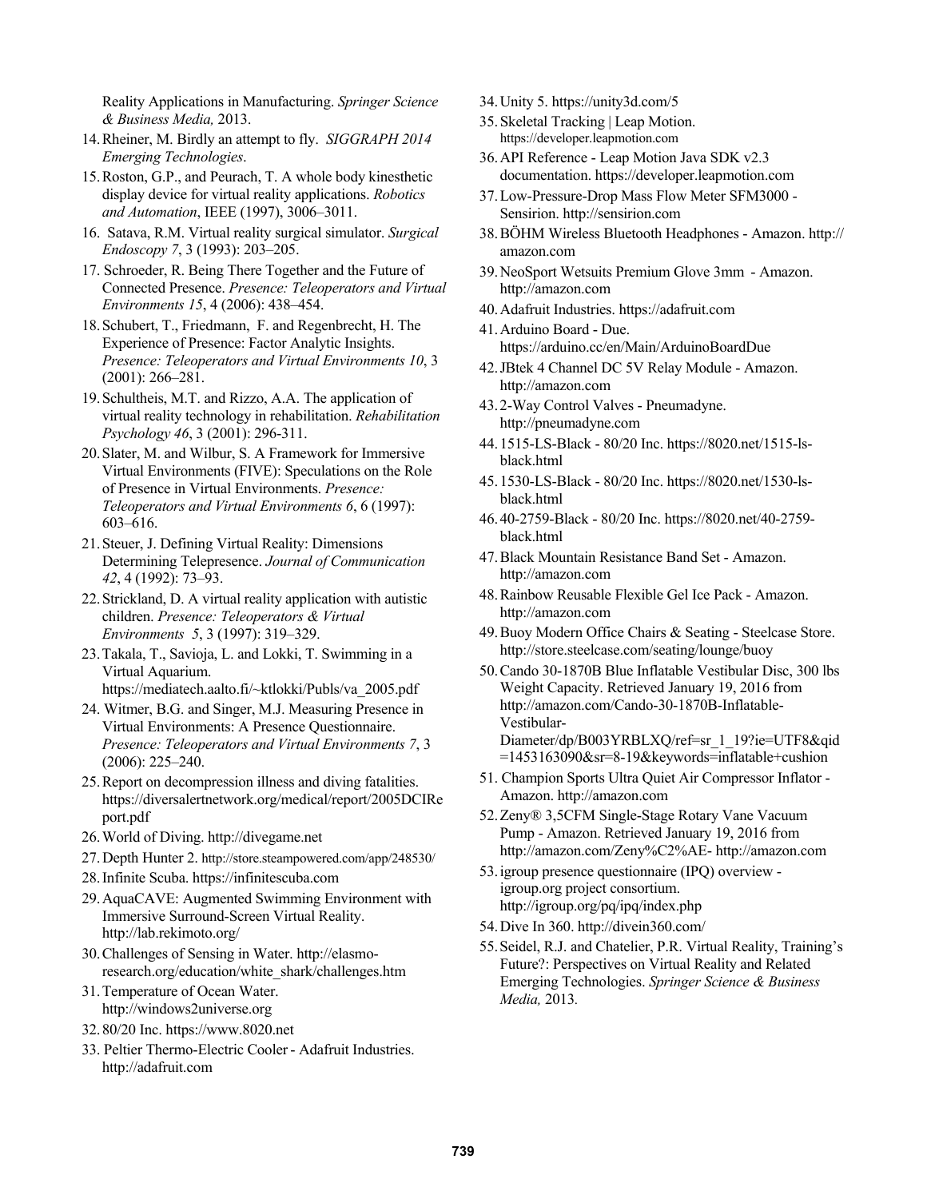Reality Applications in Manufacturing. *Springer Science & Business Media,* 2013.

14. Rheiner, M. Birdly an attempt to fly. *SIGGRAPH 2014 Emerging Technologies*.
15. Roston, G.P., and Peurach, T. A whole body kinesthetic display device for virtual reality applications. *Robotics and Automation*, IEEE (1997), 3006–3011.
16. Satava, R.M. Virtual reality surgical simulator. *Surgical Endoscopy 7*, 3 (1993): 203–205.
17. Schroeder, R. Being There Together and the Future of Connected Presence. *Presence: Teleoperators and Virtual Environments 15*, 4 (2006): 438–454.
18. Schubert, T., Friedmann, F. and Regenbrecht, H. The Experience of Presence: Factor Analytic Insights. *Presence: Teleoperators and Virtual Environments 10*, 3 (2001): 266–281.
19. Schultheis, M.T. and Rizzo, A.A. The application of virtual reality technology in rehabilitation. *Rehabilitation Psychology 46*, 3 (2001): 296-311.
20. Slater, M. and Wilbur, S. A Framework for Immersive Virtual Environments (FIVE): Speculations on the Role of Presence in Virtual Environments. *Presence: Teleoperators and Virtual Environments 6*, 6 (1997): 603–616.
21. Steuer, J. Defining Virtual Reality: Dimensions Determining Telepresence. *Journal of Communication 42*, 4 (1992): 73–93.
22. Strickland, D. A virtual reality application with autistic children. *Presence: Teleoperators & Virtual Environments 5*, 3 (1997): 319–329.
23. Takala, T., Savioja, L. and Lokki, T. Swimming in a Virtual Aquarium. https://mediatech.aalto.fi/~ktlokki/Publs/va_2005.pdf
24. Witmer, B.G. and Singer, M.J. Measuring Presence in Virtual Environments: A Presence Questionnaire. *Presence: Teleoperators and Virtual Environments 7*, 3 (2006): 225–240.
25. Report on decompression illness and diving fatalities. https://diversalertnetwork.org/medical/report/2005DCIReport.pdf
26. World of Diving. http://divegame.net
27. Depth Hunter 2. http://store.steampowered.com/app/248530/
28. Infinite Scuba. https://infinitescuba.com
29. AquaCAVE: Augmented Swimming Environment with Immersive Surround-Screen Virtual Reality. http://lab.rekimoto.org/
30. Challenges of Sensing in Water. http://elasmo-research.org/education/white_shark/challenges.htm
31. Temperature of Ocean Water. http://windows2universe.org
32. 80/20 Inc. https://www.8020.net
33. Peltier Thermo-Electric Cooler - Adafruit Industries. http://adafruit.com
34. Unity 5. https://unity3d.com/5
35. Skeletal Tracking | Leap Motion. https://developer.leapmotion.com
36. API Reference - Leap Motion Java SDK v2.3 documentation. https://developer.leapmotion.com
37. Low-Pressure-Drop Mass Flow Meter SFM3000 - Sensirion. http://sensirion.com
38. BÖHM Wireless Bluetooth Headphones - Amazon. http://amazon.com
39. NeoSport Wetsuits Premium Glove 3mm - Amazon. http://amazon.com
40. Adafruit Industries. https://adafruit.com
41. Arduino Board - Due. https://arduino.cc/en/Main/ArduinoBoardDue
42. JBtek 4 Channel DC 5V Relay Module - Amazon. http://amazon.com
43. 2-Way Control Valves - Pneumadyne. http://pneumadyne.com
44. 1515-LS-Black - 80/20 Inc. https://8020.net/1515-ls-black.html
45. 1530-LS-Black - 80/20 Inc. https://8020.net/1530-ls-black.html
46. 40-2759-Black - 80/20 Inc. https://8020.net/40-2759-black.html
47. Black Mountain Resistance Band Set - Amazon. http://amazon.com
48. Rainbow Reusable Flexible Gel Ice Pack - Amazon. http://amazon.com
49. Buoy Modern Office Chairs & Seating - Steelcase Store. http://store.steelcase.com/seating/lounge/buoy
50. Cando 30-1870B Blue Inflatable Vestibular Disc, 300 lbs Weight Capacity. Retrieved January 19, 2016 from http://amazon.com/Cando-30-1870B-Inflatable-Vestibular-Diameter/dp/B003YRBLXQ/ref=sr_1_19?ie=UTF8&qid=1453163090&sr=8-19&keywords=inflatable+cushion
51. Champion Sports Ultra Quiet Air Compressor Inflator - Amazon. http://amazon.com
52. Zeny® 3,5CFM Single-Stage Rotary Vane Vacuum Pump - Amazon. Retrieved January 19, 2016 from http://amazon.com/Zeny%C2%AE- http://amazon.com
53. igroup presence questionnaire (IPQ) overview - igroup.org project consortium. http://igroup.org/pq/ipq/index.php
54. Dive In 360. http://divein360.com/
55. Seidel, R.J. and Chatelier, P.R. Virtual Reality, Training's Future?: Perspectives on Virtual Reality and Related Emerging Technologies. *Springer Science & Business Media,* 2013.